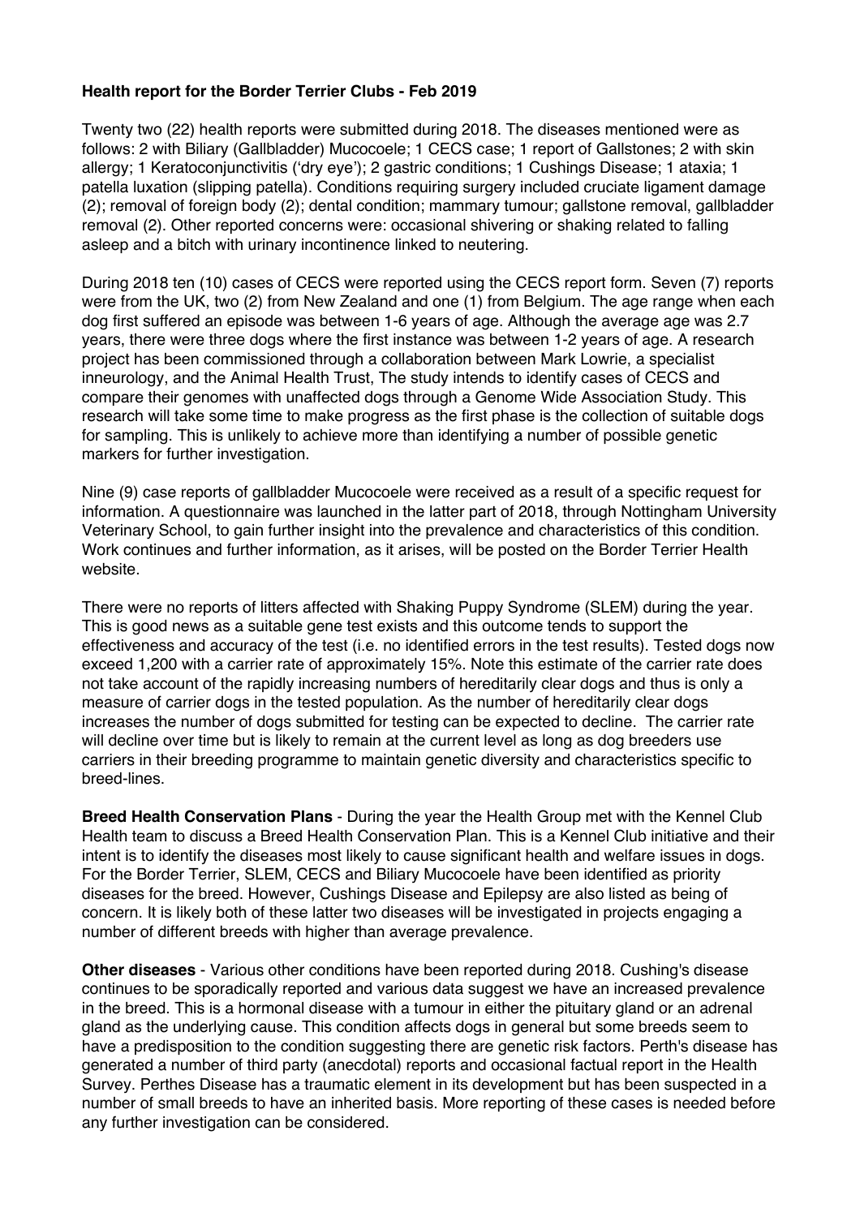**Health report for the Border Terrier Clubs - Feb 2019**

Twenty two (22) health reports were submitted during 2018. The diseases mentioned were as follows: 2 with Biliary (Gallbladder) Mucocoele; 1 CECS case; 1 report of Gallstones; 2 with skin allergy; 1 Keratoconjunctivitis ('dry eye'); 2 gastric conditions; 1 Cushings Disease; 1 ataxia; 1 patella luxation (slipping patella). Conditions requiring surgery included cruciate ligament damage (2); removal of foreign body (2); dental condition; mammary tumour; gallstone removal, gallbladder removal (2). Other reported concerns were: occasional shivering or shaking related to falling asleep and a bitch with urinary incontinence linked to neutering.

During 2018 ten (10) cases of CECS were reported using the CECS report form. Seven (7) reports were from the UK, two (2) from New Zealand and one (1) from Belgium. The age range when each dog first suffered an episode was between 1-6 years of age. Although the average age was 2.7 years, there were three dogs where the first instance was between 1-2 years of age. A research project has been commissioned through a collaboration between Mark Lowrie, a specialist inneurology, and the Animal Health Trust, The study intends to identify cases of CECS and compare their genomes with unaffected dogs through a Genome Wide Association Study. This research will take some time to make progress as the first phase is the collection of suitable dogs for sampling. This is unlikely to achieve more than identifying a number of possible genetic markers for further investigation.

Nine (9) case reports of gallbladder Mucocoele were received as a result of a specific request for information. A questionnaire was launched in the latter part of 2018, through Nottingham University Veterinary School, to gain further insight into the prevalence and characteristics of this condition. Work continues and further information, as it arises, will be posted on the Border Terrier Health website.

There were no reports of litters affected with Shaking Puppy Syndrome (SLEM) during the year. This is good news as a suitable gene test exists and this outcome tends to support the effectiveness and accuracy of the test (i.e. no identified errors in the test results). Tested dogs now exceed 1,200 with a carrier rate of approximately 15%. Note this estimate of the carrier rate does not take account of the rapidly increasing numbers of hereditarily clear dogs and thus is only a measure of carrier dogs in the tested population. As the number of hereditarily clear dogs increases the number of dogs submitted for testing can be expected to decline. The carrier rate will decline over time but is likely to remain at the current level as long as dog breeders use carriers in their breeding programme to maintain genetic diversity and characteristics specific to breed-lines.

**Breed Health Conservation Plans** - During the year the Health Group met with the Kennel Club Health team to discuss a Breed Health Conservation Plan. This is a Kennel Club initiative and their intent is to identify the diseases most likely to cause significant health and welfare issues in dogs. For the Border Terrier, SLEM, CECS and Biliary Mucocoele have been identified as priority diseases for the breed. However, Cushings Disease and Epilepsy are also listed as being of concern. It is likely both of these latter two diseases will be investigated in projects engaging a number of different breeds with higher than average prevalence.

**Other diseases** - Various other conditions have been reported during 2018. Cushing's disease continues to be sporadically reported and various data suggest we have an increased prevalence in the breed. This is a hormonal disease with a tumour in either the pituitary gland or an adrenal gland as the underlying cause. This condition affects dogs in general but some breeds seem to have a predisposition to the condition suggesting there are genetic risk factors. Perth's disease has generated a number of third party (anecdotal) reports and occasional factual report in the Health Survey. Perthes Disease has a traumatic element in its development but has been suspected in a number of small breeds to have an inherited basis. More reporting of these cases is needed before any further investigation can be considered.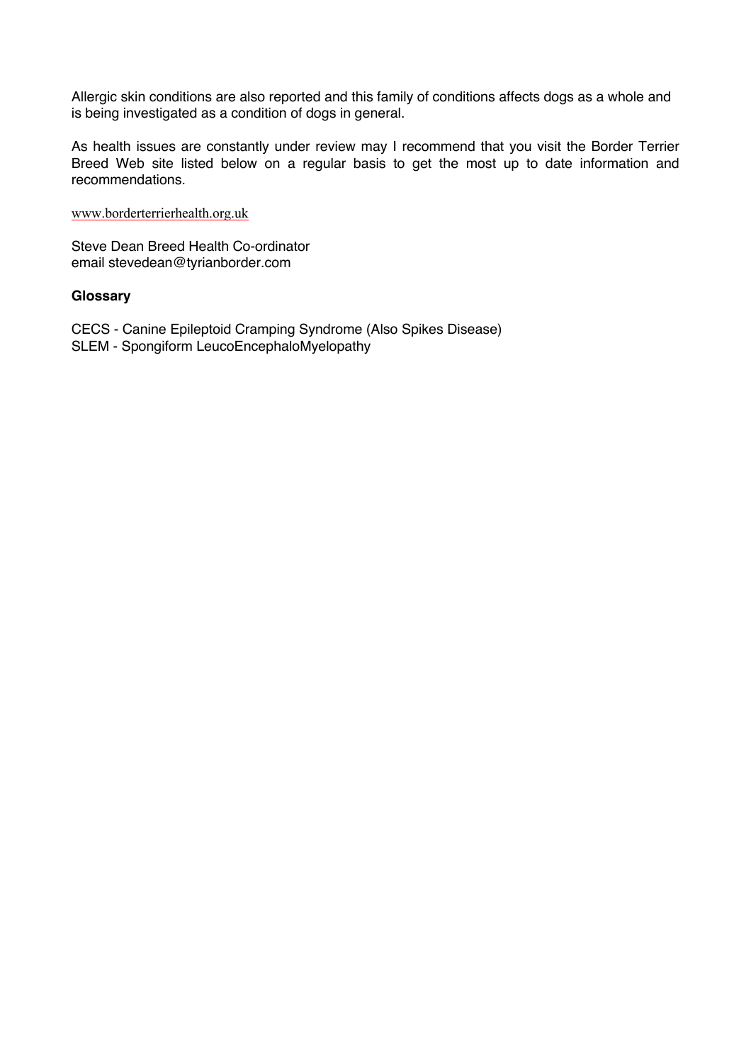Allergic skin conditions are also reported and this family of conditions affects dogs as a whole and is being investigated as a condition of dogs in general.

As health issues are constantly under review may I recommend that you visit the Border Terrier Breed Web site listed below on a regular basis to get the most up to date information and recommendations.

www.borderterrierhealth.org.uk

Steve Dean Breed Health Co-ordinator
email stevedean@tyrianborder.com

**Glossary**

CECS - Canine Epileptoid Cramping Syndrome (Also Spikes Disease)
SLEM - Spongiform LeucoEncephaloMyelopathy